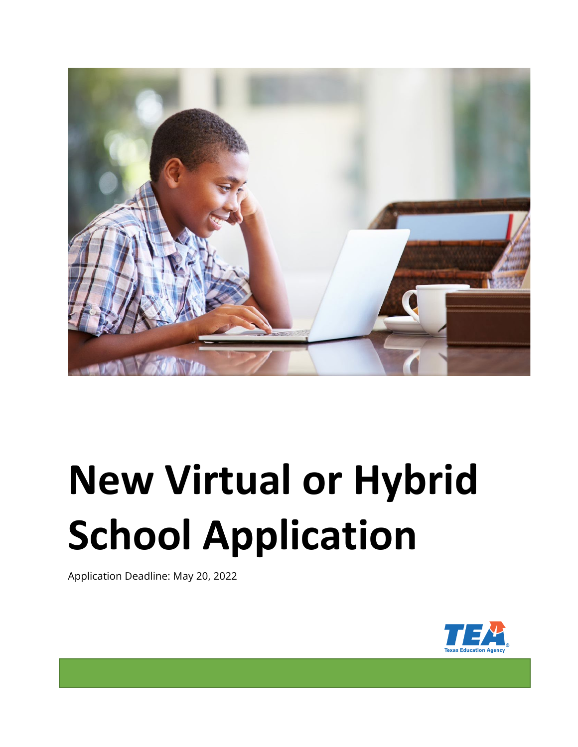# New Virtual or Hybrid School Application

Application Deadline: May 20, 2022

TEA Texas Education Agency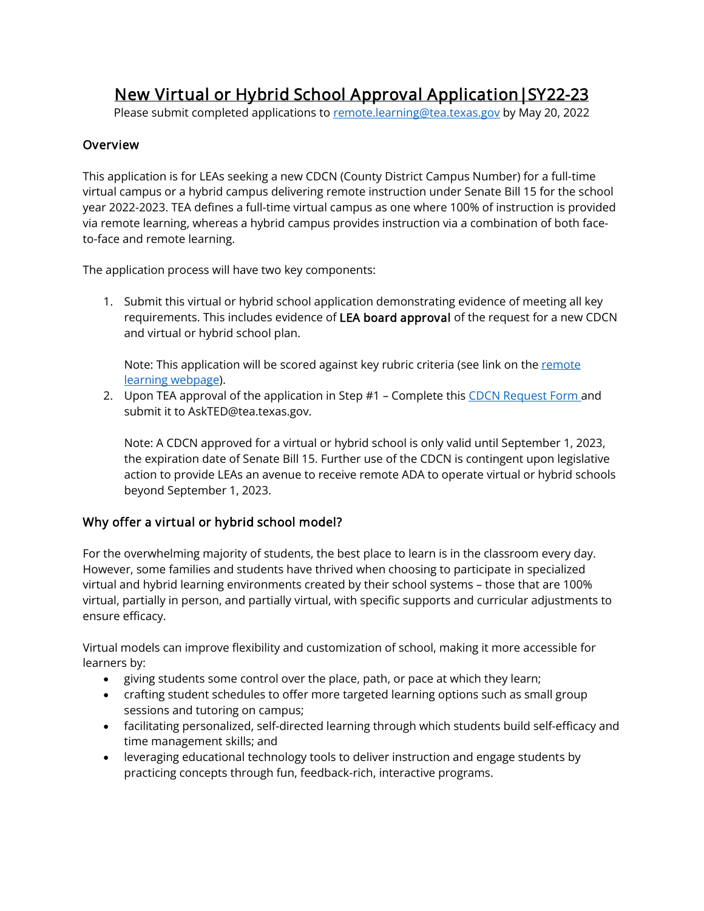# New Virtual or Hybrid School Approval Application|SY22-23

Please submit completed applications to remote.learning@tea.texas.gov by May 20, 2022

## Overview

This application is for LEAs seeking a new CDCN (County District Campus Number) for a full-time virtual campus or a hybrid campus delivering remote instruction under Senate Bill 15 for the school year 2022-2023. TEA defines a full-time virtual campus as one where 100% of instruction is provided via remote learning, whereas a hybrid campus provides instruction via a combination of both face-to-face and remote learning.

The application process will have two key components:

1. Submit this virtual or hybrid school application demonstrating evidence of meeting all key requirements. This includes evidence of **LEA board approval** of the request for a new CDCN and virtual or hybrid school plan.

   Note: This application will be scored against key rubric criteria (see link on the remote learning webpage).

2. Upon TEA approval of the application in Step #1 – Complete this CDCN Request Form and submit it to AskTED@tea.texas.gov.

   Note: A CDCN approved for a virtual or hybrid school is only valid until September 1, 2023, the expiration date of Senate Bill 15. Further use of the CDCN is contingent upon legislative action to provide LEAs an avenue to receive remote ADA to operate virtual or hybrid schools beyond September 1, 2023.

## Why offer a virtual or hybrid school model?

For the overwhelming majority of students, the best place to learn is in the classroom every day. However, some families and students have thrived when choosing to participate in specialized virtual and hybrid learning environments created by their school systems – those that are 100% virtual, partially in person, and partially virtual, with specific supports and curricular adjustments to ensure efficacy.

Virtual models can improve flexibility and customization of school, making it more accessible for learners by:

- giving students some control over the place, path, or pace at which they learn;
- crafting student schedules to offer more targeted learning options such as small group sessions and tutoring on campus;
- facilitating personalized, self-directed learning through which students build self-efficacy and time management skills; and
- leveraging educational technology tools to deliver instruction and engage students by practicing concepts through fun, feedback-rich, interactive programs.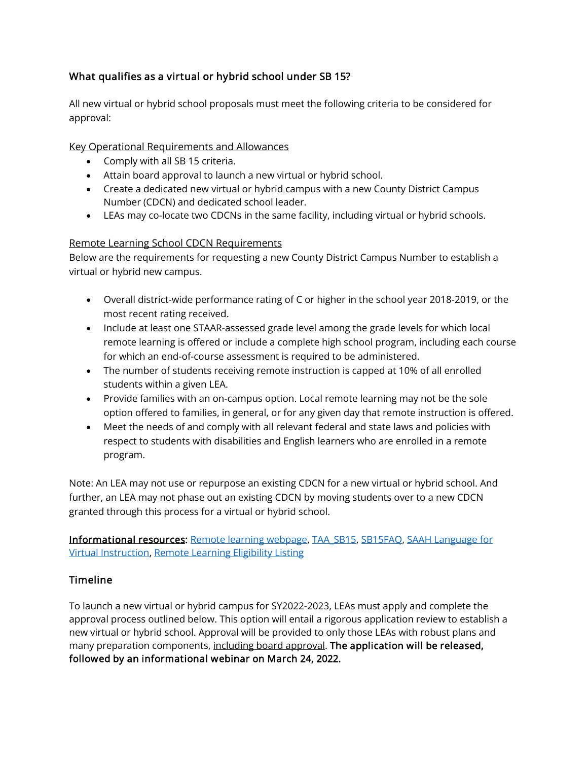### What qualifies as a virtual or hybrid school under SB 15?

All new virtual or hybrid school proposals must meet the following criteria to be considered for approval:

Key Operational Requirements and Allowances

- Comply with all SB 15 criteria.
- Attain board approval to launch a new virtual or hybrid school.
- Create a dedicated new virtual or hybrid campus with a new County District Campus Number (CDCN) and dedicated school leader.
- LEAs may co-locate two CDCNs in the same facility, including virtual or hybrid schools.

Remote Learning School CDCN Requirements

Below are the requirements for requesting a new County District Campus Number to establish a virtual or hybrid new campus.

- Overall district-wide performance rating of C or higher in the school year 2018-2019, or the most recent rating received.
- Include at least one STAAR-assessed grade level among the grade levels for which local remote learning is offered or include a complete high school program, including each course for which an end-of-course assessment is required to be administered.
- The number of students receiving remote instruction is capped at 10% of all enrolled students within a given LEA.
- Provide families with an on-campus option. Local remote learning may not be the sole option offered to families, in general, or for any given day that remote instruction is offered.
- Meet the needs of and comply with all relevant federal and state laws and policies with respect to students with disabilities and English learners who are enrolled in a remote program.

Note: An LEA may not use or repurpose an existing CDCN for a new virtual or hybrid school. And further, an LEA may not phase out an existing CDCN by moving students over to a new CDCN granted through this process for a virtual or hybrid school.

**Informational resources:** Remote learning webpage, TAA_SB15, SB15FAQ, SAAH Language for Virtual Instruction, Remote Learning Eligibility Listing

## Timeline

To launch a new virtual or hybrid campus for SY2022-2023, LEAs must apply and complete the approval process outlined below. This option will entail a rigorous application review to establish a new virtual or hybrid school. Approval will be provided to only those LEAs with robust plans and many preparation components, including board approval. **The application will be released, followed by an informational webinar on March 24, 2022.**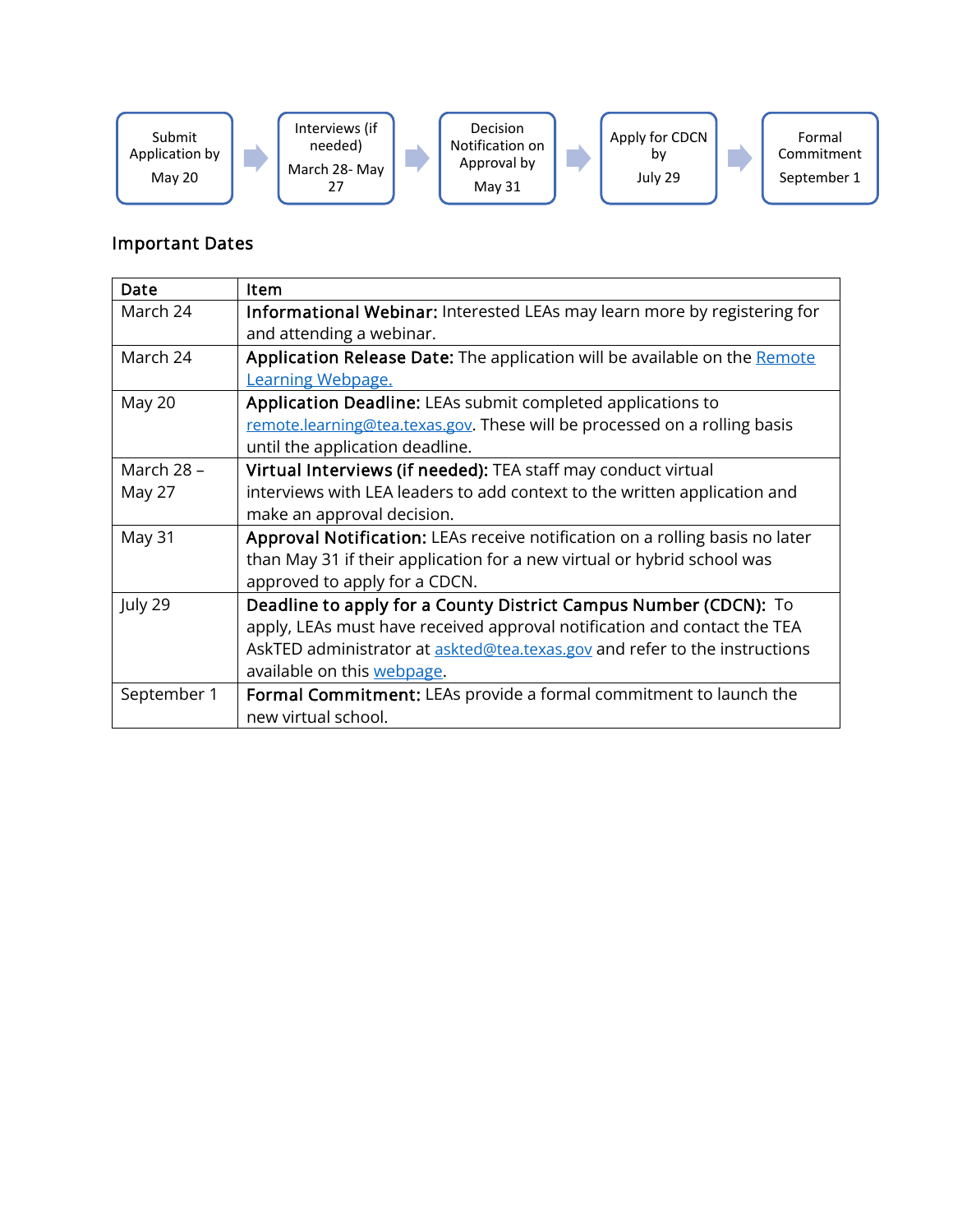Submit Application by May 20 → Interviews (if needed) March 28- May 27 → Decision Notification on Approval by May 31 → Apply for CDCN by July 29 → Formal Commitment September 1

## Important Dates

| Date | Item |
| --- | --- |
| March 24 | **Informational Webinar:** Interested LEAs may learn more by registering for and attending a webinar. |
| March 24 | **Application Release Date:** The application will be available on the [Remote Learning Webpage.]() |
| May 20 | **Application Deadline:** LEAs submit completed applications to [remote.learning@tea.texas.gov](mailto:remote.learning@tea.texas.gov). These will be processed on a rolling basis until the application deadline. |
| March 28 – May 27 | **Virtual Interviews (if needed):** TEA staff may conduct virtual interviews with LEA leaders to add context to the written application and make an approval decision. |
| May 31 | **Approval Notification:** LEAs receive notification on a rolling basis no later than May 31 if their application for a new virtual or hybrid school was approved to apply for a CDCN. |
| July 29 | **Deadline to apply for a County District Campus Number (CDCN):** To apply, LEAs must have received approval notification and contact the TEA AskTED administrator at [askted@tea.texas.gov](mailto:askted@tea.texas.gov) and refer to the instructions available on this [webpage](). |
| September 1 | **Formal Commitment:** LEAs provide a formal commitment to launch the new virtual school. |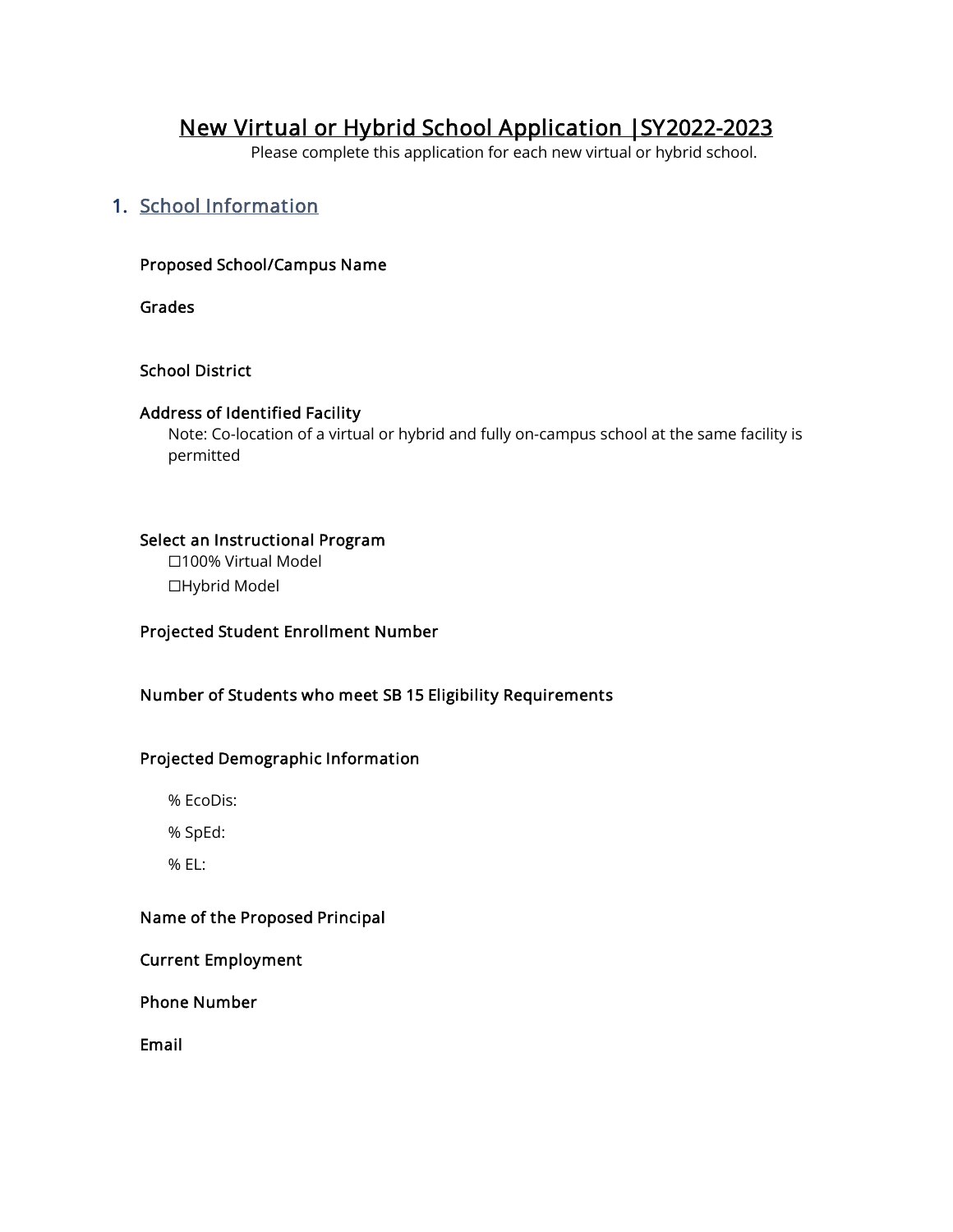# New Virtual or Hybrid School Application |SY2022-2023

Please complete this application for each new virtual or hybrid school.

## 1. School Information

**Proposed School/Campus Name**

**Grades**

**School District**

**Address of Identified Facility**

Note: Co-location of a virtual or hybrid and fully on-campus school at the same facility is permitted

**Select an Instructional Program**

☐100% Virtual Model

☐Hybrid Model

**Projected Student Enrollment Number**

**Number of Students who meet SB 15 Eligibility Requirements**

**Projected Demographic Information**

% EcoDis:

% SpEd:

% EL:

**Name of the Proposed Principal**

**Current Employment**

**Phone Number**

**Email**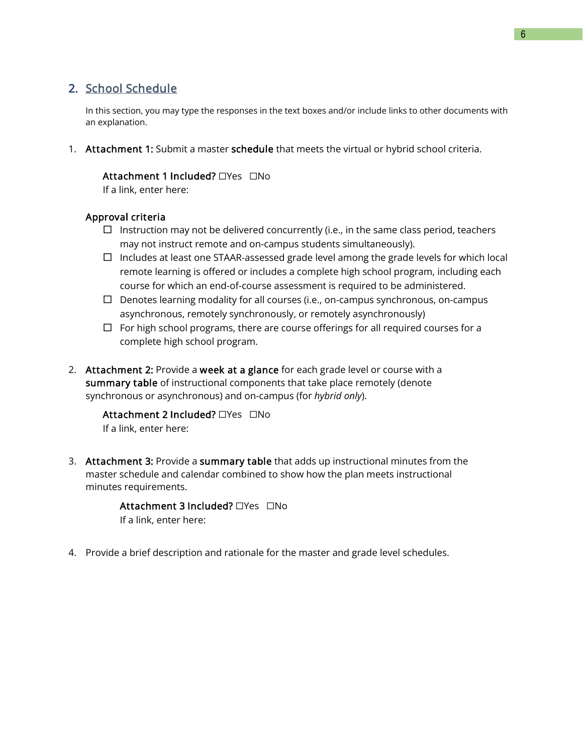## 2. School Schedule

In this section, you may type the responses in the text boxes and/or include links to other documents with an explanation.

1. **Attachment 1:** Submit a master **schedule** that meets the virtual or hybrid school criteria.

   **Attachment 1 Included?** ☐Yes ☐No
   If a link, enter here:

   **Approval criteria**
   - ☐ Instruction may not be delivered concurrently (i.e., in the same class period, teachers may not instruct remote and on-campus students simultaneously).
   - ☐ Includes at least one STAAR-assessed grade level among the grade levels for which local remote learning is offered or includes a complete high school program, including each course for which an end-of-course assessment is required to be administered.
   - ☐ Denotes learning modality for all courses (i.e., on-campus synchronous, on-campus asynchronous, remotely synchronously, or remotely asynchronously)
   - ☐ For high school programs, there are course offerings for all required courses for a complete high school program.

2. **Attachment 2:** Provide a **week at a glance** for each grade level or course with a **summary table** of instructional components that take place remotely (denote synchronous or asynchronous) and on-campus (for *hybrid only*).

   **Attachment 2 Included?** ☐Yes ☐No
   If a link, enter here:

3. **Attachment 3:** Provide a **summary table** that adds up instructional minutes from the master schedule and calendar combined to show how the plan meets instructional minutes requirements.

   **Attachment 3 Included?** ☐Yes ☐No
   If a link, enter here:

4. Provide a brief description and rationale for the master and grade level schedules.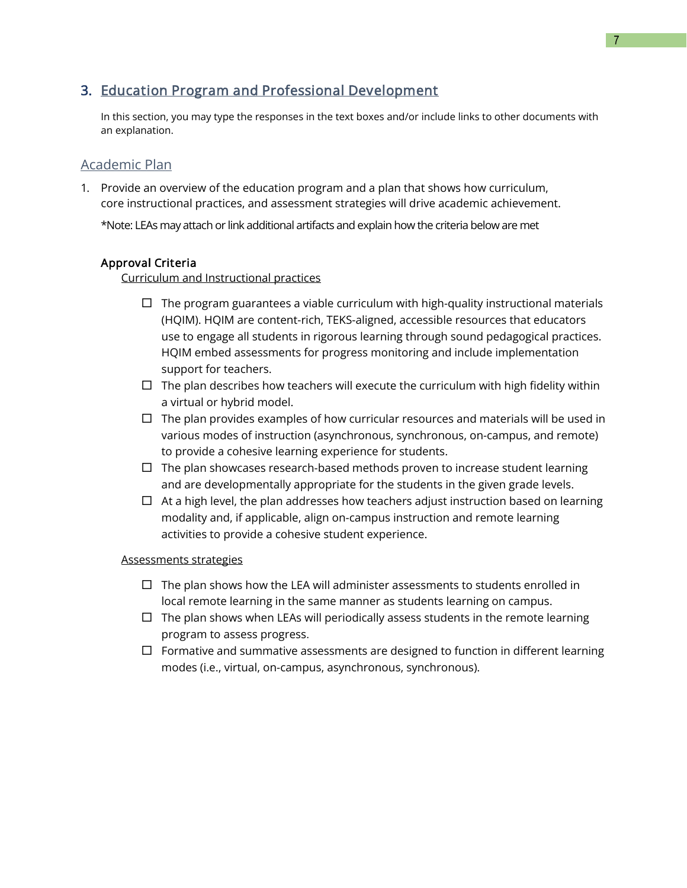## 3. Education Program and Professional Development

In this section, you may type the responses in the text boxes and/or include links to other documents with an explanation.

### Academic Plan

1. Provide an overview of the education program and a plan that shows how curriculum, core instructional practices, and assessment strategies will drive academic achievement.

   *Note: LEAs may attach or link additional artifacts and explain how the criteria below are met

   **Approval Criteria**

   Curriculum and Instructional practices

   - ☐ The program guarantees a viable curriculum with high-quality instructional materials (HQIM). HQIM are content-rich, TEKS-aligned, accessible resources that educators use to engage all students in rigorous learning through sound pedagogical practices. HQIM embed assessments for progress monitoring and include implementation support for teachers.
   - ☐ The plan describes how teachers will execute the curriculum with high fidelity within a virtual or hybrid model.
   - ☐ The plan provides examples of how curricular resources and materials will be used in various modes of instruction (asynchronous, synchronous, on-campus, and remote) to provide a cohesive learning experience for students.
   - ☐ The plan showcases research-based methods proven to increase student learning and are developmentally appropriate for the students in the given grade levels.
   - ☐ At a high level, the plan addresses how teachers adjust instruction based on learning modality and, if applicable, align on-campus instruction and remote learning activities to provide a cohesive student experience.

   Assessments strategies

   - ☐ The plan shows how the LEA will administer assessments to students enrolled in local remote learning in the same manner as students learning on campus.
   - ☐ The plan shows when LEAs will periodically assess students in the remote learning program to assess progress.
   - ☐ Formative and summative assessments are designed to function in different learning modes (i.e., virtual, on-campus, asynchronous, synchronous).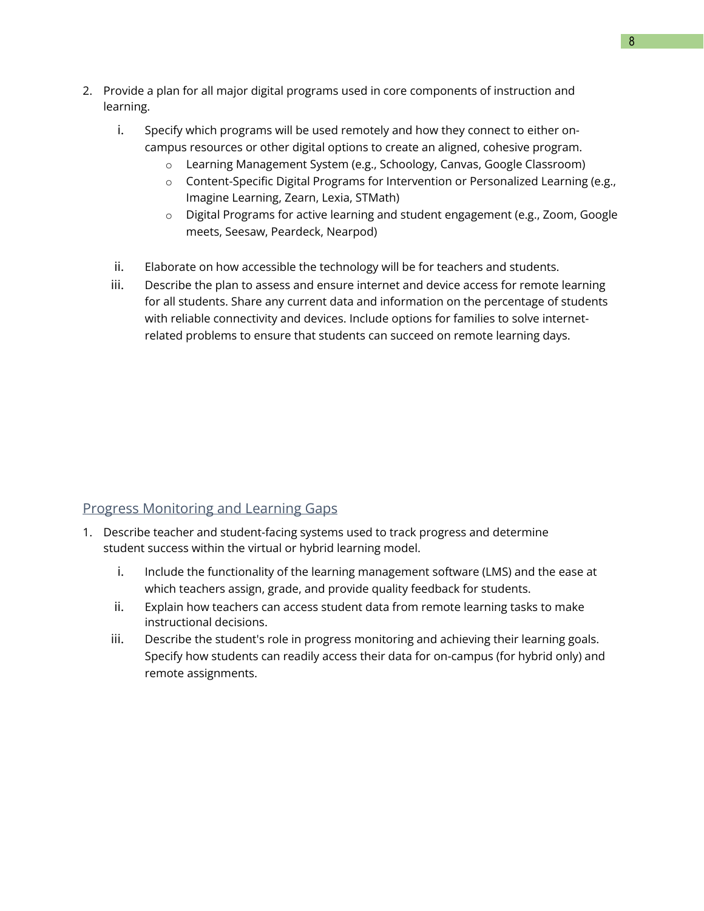2. Provide a plan for all major digital programs used in core components of instruction and learning.

    i. Specify which programs will be used remotely and how they connect to either on-campus resources or other digital options to create an aligned, cohesive program.
        - Learning Management System (e.g., Schoology, Canvas, Google Classroom)
        - Content-Specific Digital Programs for Intervention or Personalized Learning (e.g., Imagine Learning, Zearn, Lexia, STMath)
        - Digital Programs for active learning and student engagement (e.g., Zoom, Google meets, Seesaw, Peardeck, Nearpod)

    ii. Elaborate on how accessible the technology will be for teachers and students.

    iii. Describe the plan to assess and ensure internet and device access for remote learning for all students. Share any current data and information on the percentage of students with reliable connectivity and devices. Include options for families to solve internet-related problems to ensure that students can succeed on remote learning days.

## Progress Monitoring and Learning Gaps

1. Describe teacher and student-facing systems used to track progress and determine student success within the virtual or hybrid learning model.

    i. Include the functionality of the learning management software (LMS) and the ease at which teachers assign, grade, and provide quality feedback for students.

    ii. Explain how teachers can access student data from remote learning tasks to make instructional decisions.

    iii. Describe the student's role in progress monitoring and achieving their learning goals. Specify how students can readily access their data for on-campus (for hybrid only) and remote assignments.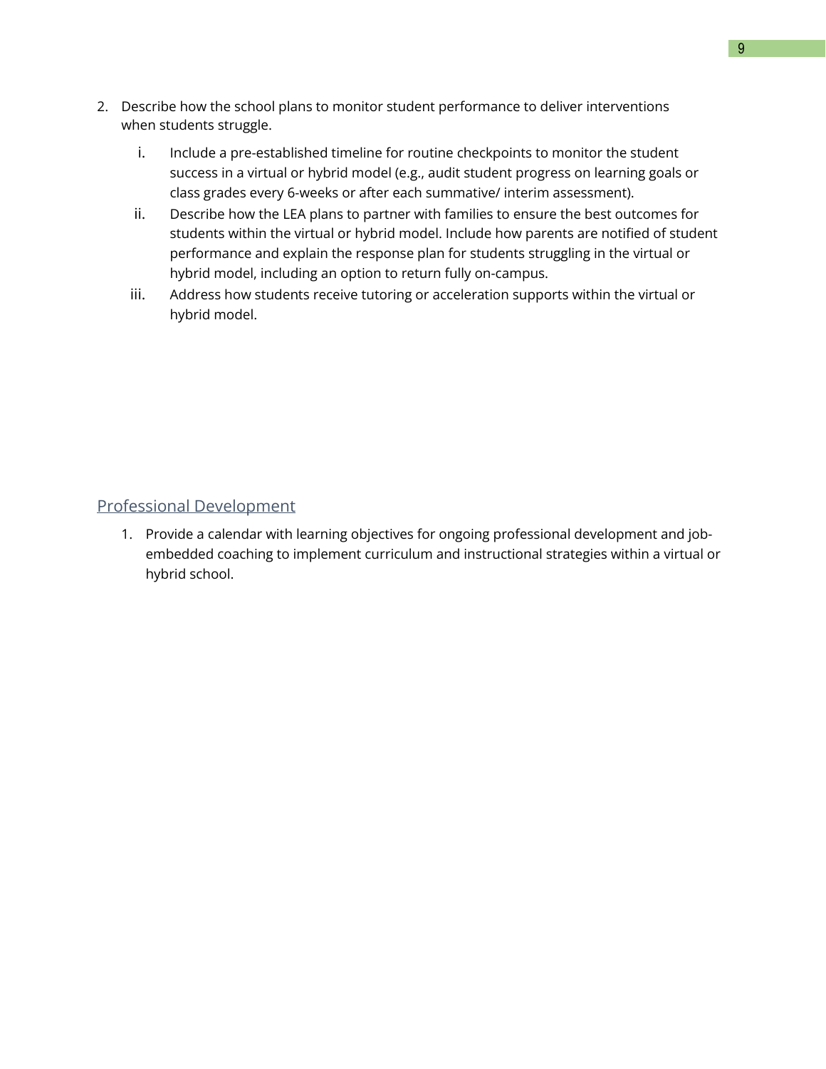2. Describe how the school plans to monitor student performance to deliver interventions when students struggle.
   i. Include a pre-established timeline for routine checkpoints to monitor the student success in a virtual or hybrid model (e.g., audit student progress on learning goals or class grades every 6-weeks or after each summative/ interim assessment).
   ii. Describe how the LEA plans to partner with families to ensure the best outcomes for students within the virtual or hybrid model. Include how parents are notified of student performance and explain the response plan for students struggling in the virtual or hybrid model, including an option to return fully on-campus.
   iii. Address how students receive tutoring or acceleration supports within the virtual or hybrid model.

## Professional Development

1. Provide a calendar with learning objectives for ongoing professional development and job-embedded coaching to implement curriculum and instructional strategies within a virtual or hybrid school.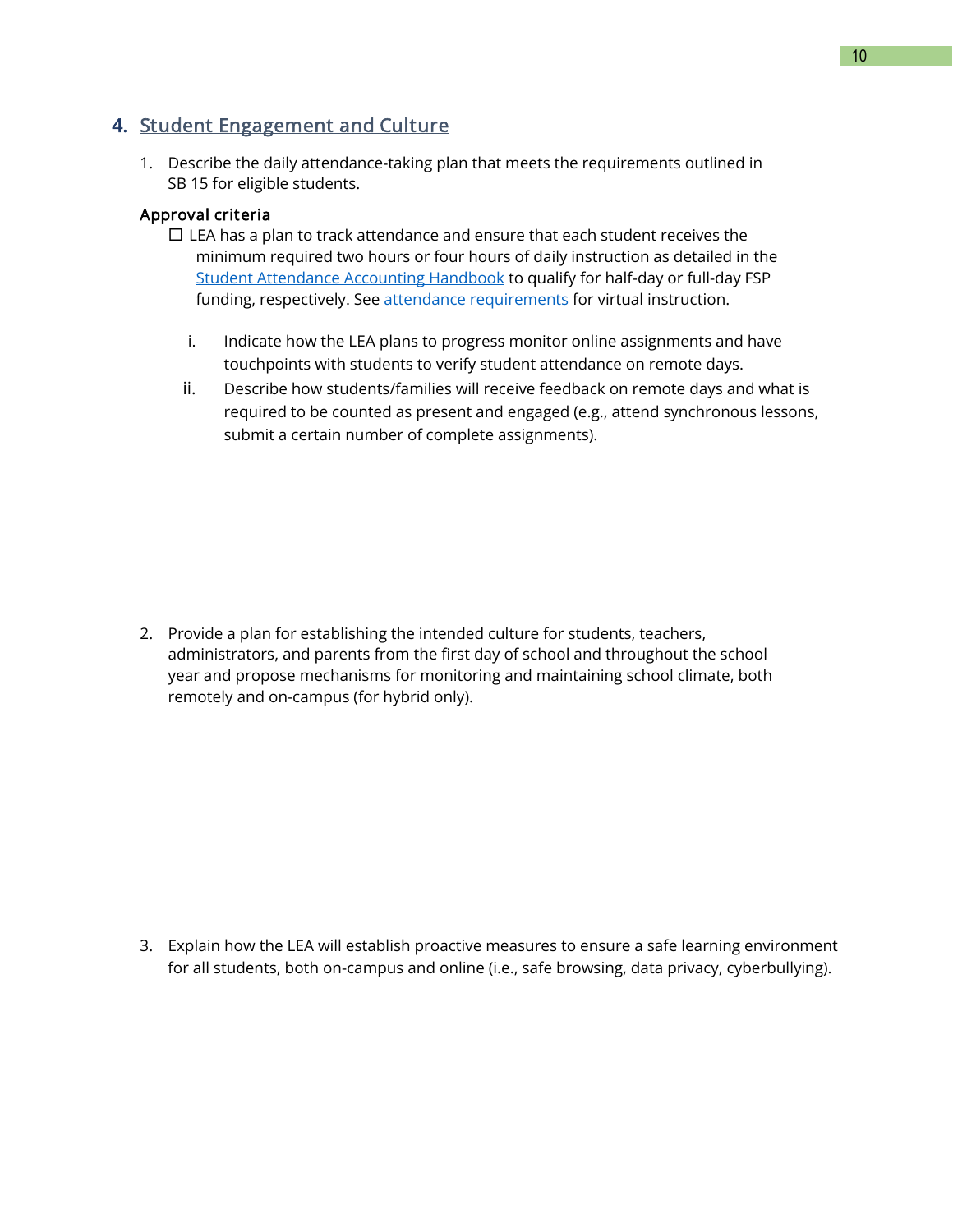## 4. Student Engagement and Culture

1. Describe the daily attendance-taking plan that meets the requirements outlined in SB 15 for eligible students.

**Approval criteria**

☐ LEA has a plan to track attendance and ensure that each student receives the minimum required two hours or four hours of daily instruction as detailed in the Student Attendance Accounting Handbook to qualify for half-day or full-day FSP funding, respectively. See attendance requirements for virtual instruction.

   i. Indicate how the LEA plans to progress monitor online assignments and have touchpoints with students to verify student attendance on remote days.

   ii. Describe how students/families will receive feedback on remote days and what is required to be counted as present and engaged (e.g., attend synchronous lessons, submit a certain number of complete assignments).

2. Provide a plan for establishing the intended culture for students, teachers, administrators, and parents from the first day of school and throughout the school year and propose mechanisms for monitoring and maintaining school climate, both remotely and on-campus (for hybrid only).

3. Explain how the LEA will establish proactive measures to ensure a safe learning environment for all students, both on-campus and online (i.e., safe browsing, data privacy, cyberbullying).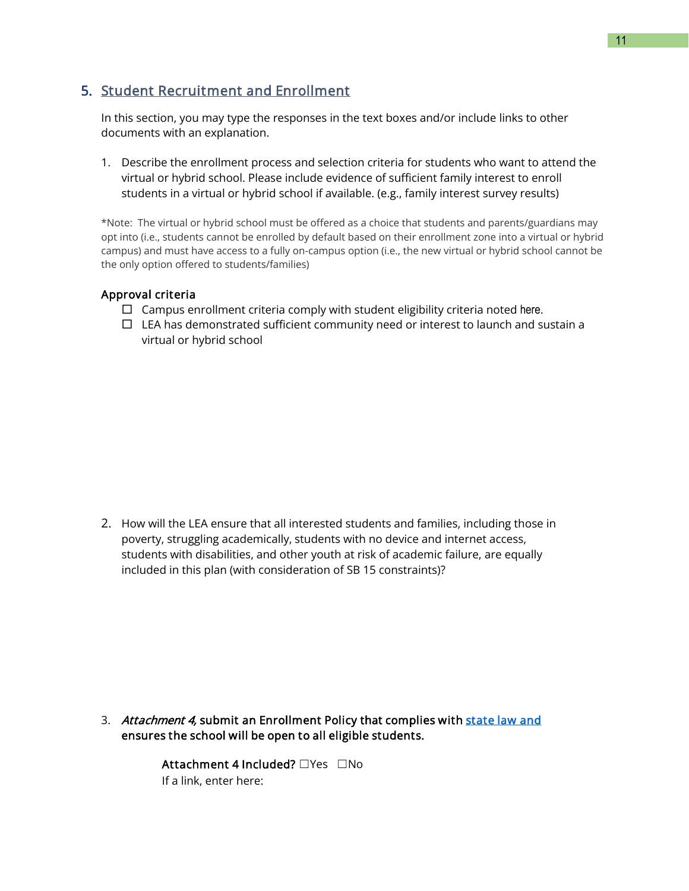## 5. Student Recruitment and Enrollment

In this section, you may type the responses in the text boxes and/or include links to other documents with an explanation.

1. Describe the enrollment process and selection criteria for students who want to attend the virtual or hybrid school. Please include evidence of sufficient family interest to enroll students in a virtual or hybrid school if available. (e.g., family interest survey results)

*Note: The virtual or hybrid school must be offered as a choice that students and parents/guardians may opt into (i.e., students cannot be enrolled by default based on their enrollment zone into a virtual or hybrid campus) and must have access to a fully on-campus option (i.e., the new virtual or hybrid school cannot be the only option offered to students/families)

**Approval criteria**

- ☐ Campus enrollment criteria comply with student eligibility criteria noted here.
- ☐ LEA has demonstrated sufficient community need or interest to launch and sustain a virtual or hybrid school

2. How will the LEA ensure that all interested students and families, including those in poverty, struggling academically, students with no device and internet access, students with disabilities, and other youth at risk of academic failure, are equally included in this plan (with consideration of SB 15 constraints)?

3. *Attachment 4,* **submit an Enrollment Policy that complies with** [state law and](#) **ensures the school will be open to all eligible students.**

   **Attachment 4 Included?** ☐Yes ☐No
   If a link, enter here: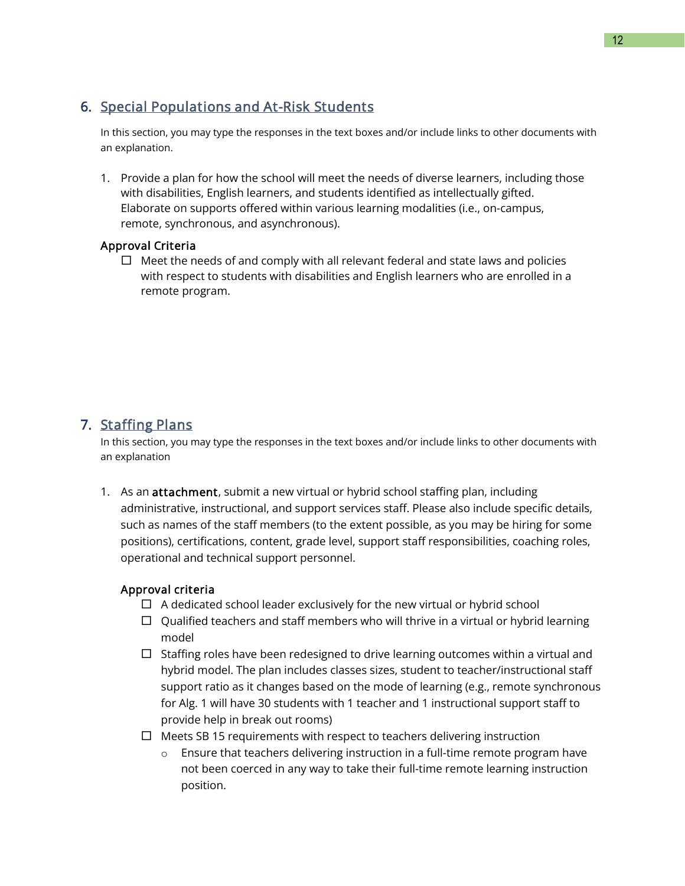## 6. Special Populations and At-Risk Students

In this section, you may type the responses in the text boxes and/or include links to other documents with an explanation.

1. Provide a plan for how the school will meet the needs of diverse learners, including those with disabilities, English learners, and students identified as intellectually gifted. Elaborate on supports offered within various learning modalities (i.e., on-campus, remote, synchronous, and asynchronous).

**Approval Criteria**

- ☐ Meet the needs of and comply with all relevant federal and state laws and policies with respect to students with disabilities and English learners who are enrolled in a remote program.

## 7. Staffing Plans

In this section, you may type the responses in the text boxes and/or include links to other documents with an explanation

1. As an **attachment**, submit a new virtual or hybrid school staffing plan, including administrative, instructional, and support services staff. Please also include specific details, such as names of the staff members (to the extent possible, as you may be hiring for some positions), certifications, content, grade level, support staff responsibilities, coaching roles, operational and technical support personnel.

   **Approval criteria**

   - ☐ A dedicated school leader exclusively for the new virtual or hybrid school
   - ☐ Qualified teachers and staff members who will thrive in a virtual or hybrid learning model
   - ☐ Staffing roles have been redesigned to drive learning outcomes within a virtual and hybrid model. The plan includes classes sizes, student to teacher/instructional staff support ratio as it changes based on the mode of learning (e.g., remote synchronous for Alg. 1 will have 30 students with 1 teacher and 1 instructional support staff to provide help in break out rooms)
   - ☐ Meets SB 15 requirements with respect to teachers delivering instruction
     - Ensure that teachers delivering instruction in a full-time remote program have not been coerced in any way to take their full-time remote learning instruction position.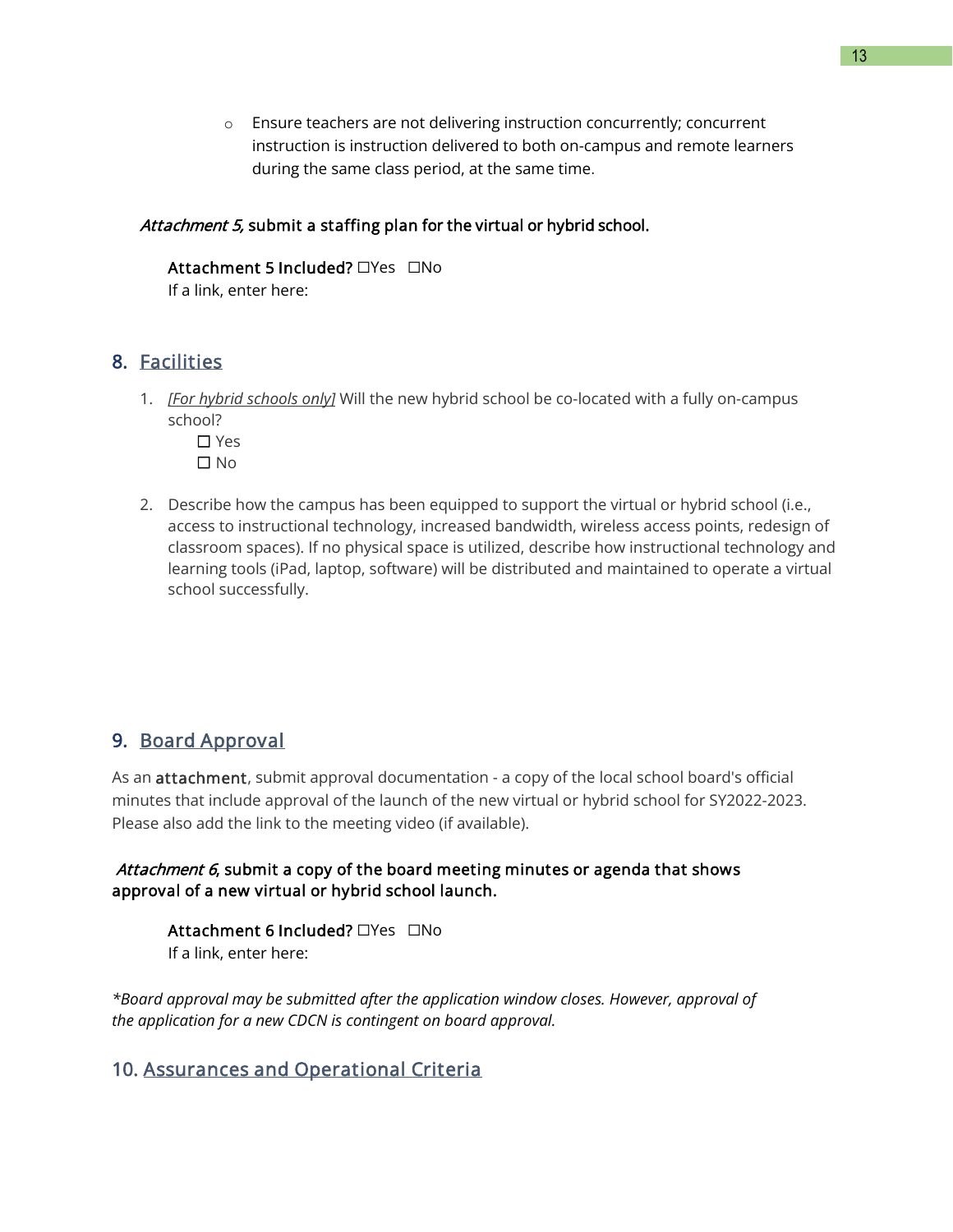- Ensure teachers are not delivering instruction concurrently; concurrent instruction is instruction delivered to both on-campus and remote learners during the same class period, at the same time.

***Attachment 5*, submit a staffing plan for the virtual or hybrid school.**

**Attachment 5 Included?** ☐Yes ☐No
If a link, enter here:

## 8. Facilities

1. *[For hybrid schools only]* Will the new hybrid school be co-located with a fully on-campus school?
   - ☐ Yes
   - ☐ No

2. Describe how the campus has been equipped to support the virtual or hybrid school (i.e., access to instructional technology, increased bandwidth, wireless access points, redesign of classroom spaces). If no physical space is utilized, describe how instructional technology and learning tools (iPad, laptop, software) will be distributed and maintained to operate a virtual school successfully.

## 9. Board Approval

As an **attachment**, submit approval documentation - a copy of the local school board's official minutes that include approval of the launch of the new virtual or hybrid school for SY2022-2023. Please also add the link to the meeting video (if available).

***Attachment 6*, submit a copy of the board meeting minutes or agenda that shows approval of a new virtual or hybrid school launch.**

**Attachment 6 Included?** ☐Yes ☐No
If a link, enter here:

*\*Board approval may be submitted after the application window closes. However, approval of the application for a new CDCN is contingent on board approval.*

## 10. Assurances and Operational Criteria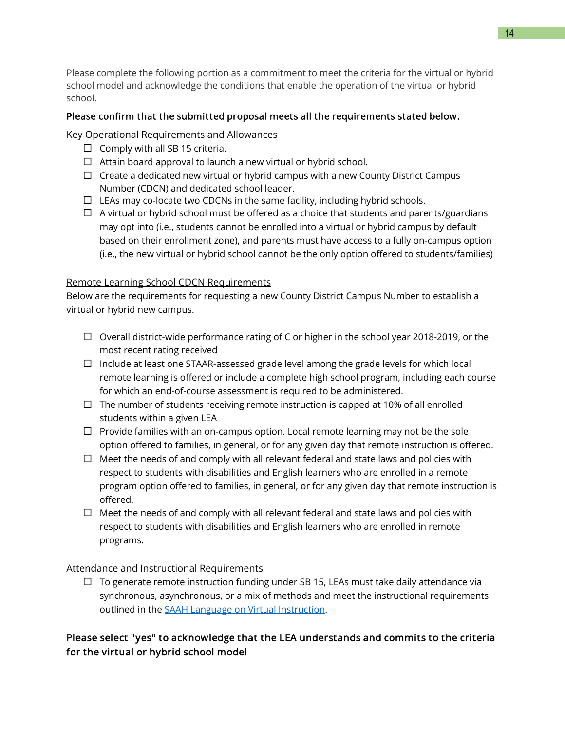Please complete the following portion as a commitment to meet the criteria for the virtual or hybrid school model and acknowledge the conditions that enable the operation of the virtual or hybrid school.

**Please confirm that the submitted proposal meets all the requirements stated below.**

Key Operational Requirements and Allowances

- ☐ Comply with all SB 15 criteria.
- ☐ Attain board approval to launch a new virtual or hybrid school.
- ☐ Create a dedicated new virtual or hybrid campus with a new County District Campus Number (CDCN) and dedicated school leader.
- ☐ LEAs may co-locate two CDCNs in the same facility, including hybrid schools.
- ☐ A virtual or hybrid school must be offered as a choice that students and parents/guardians may opt into (i.e., students cannot be enrolled into a virtual or hybrid campus by default based on their enrollment zone), and parents must have access to a fully on-campus option (i.e., the new virtual or hybrid school cannot be the only option offered to students/families)

Remote Learning School CDCN Requirements

Below are the requirements for requesting a new County District Campus Number to establish a virtual or hybrid new campus.

- ☐ Overall district-wide performance rating of C or higher in the school year 2018-2019, or the most recent rating received
- ☐ Include at least one STAAR-assessed grade level among the grade levels for which local remote learning is offered or include a complete high school program, including each course for which an end-of-course assessment is required to be administered.
- ☐ The number of students receiving remote instruction is capped at 10% of all enrolled students within a given LEA
- ☐ Provide families with an on-campus option. Local remote learning may not be the sole option offered to families, in general, or for any given day that remote instruction is offered.
- ☐ Meet the needs of and comply with all relevant federal and state laws and policies with respect to students with disabilities and English learners who are enrolled in a remote program option offered to families, in general, or for any given day that remote instruction is offered.
- ☐ Meet the needs of and comply with all relevant federal and state laws and policies with respect to students with disabilities and English learners who are enrolled in remote programs.

Attendance and Instructional Requirements

- ☐ To generate remote instruction funding under SB 15, LEAs must take daily attendance via synchronous, asynchronous, or a mix of methods and meet the instructional requirements outlined in the SAAH Language on Virtual Instruction.

**Please select "yes" to acknowledge that the LEA understands and commits to the criteria for the virtual or hybrid school model**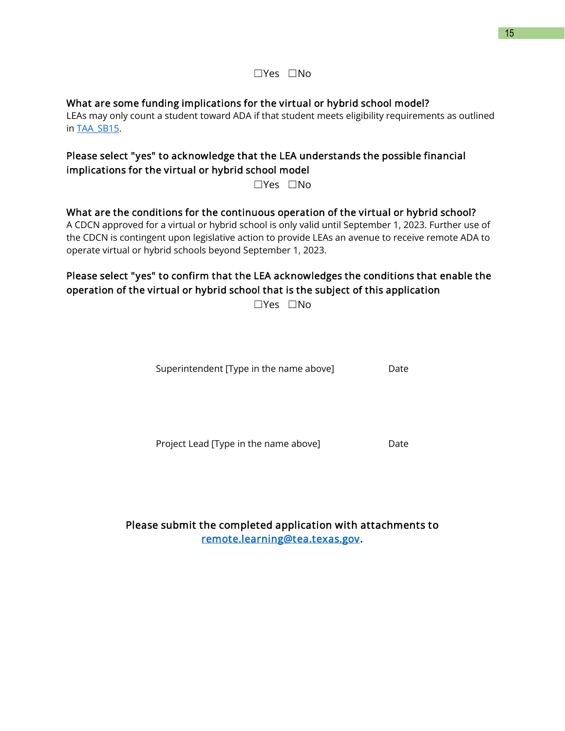☐Yes ☐No

**What are some funding implications for the virtual or hybrid school model?**
LEAs may only count a student toward ADA if that student meets eligibility requirements as outlined in TAA SB15.

**Please select "yes" to acknowledge that the LEA understands the possible financial implications for the virtual or hybrid school model**

☐Yes ☐No

**What are the conditions for the continuous operation of the virtual or hybrid school?**
A CDCN approved for a virtual or hybrid school is only valid until September 1, 2023. Further use of the CDCN is contingent upon legislative action to provide LEAs an avenue to receive remote ADA to operate virtual or hybrid schools beyond September 1, 2023.

**Please select "yes" to confirm that the LEA acknowledges the conditions that enable the operation of the virtual or hybrid school that is the subject of this application**

☐Yes ☐No

Superintendent [Type in the name above] Date

Project Lead [Type in the name above] Date

**Please submit the completed application with attachments to remote.learning@tea.texas.gov.**